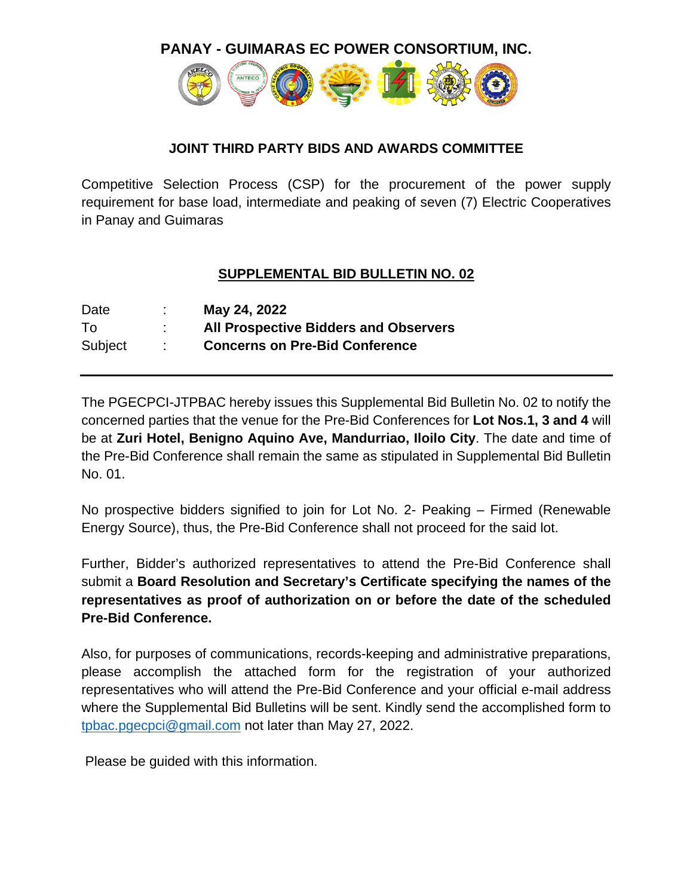# PANAY - GUIMARAS EC POWER CONSORTIUM, INC.

## JOINT THIRD PARTY BIDS AND AWARDS COMMITTEE

Competitive Selection Process (CSP) for the procurement of the power supply requirement for base load, intermediate and peaking of seven (7) Electric Cooperatives in Panay and Guimaras

## SUPPLEMENTAL BID BULLETIN NO. 02

| | | |
|---|---|---|
| Date | : | **May 24, 2022** |
| To | : | **All Prospective Bidders and Observers** |
| Subject | : | **Concerns on Pre-Bid Conference** |

---

The PGECPCI-JTPBAC hereby issues this Supplemental Bid Bulletin No. 02 to notify the concerned parties that the venue for the Pre-Bid Conferences for **Lot Nos.1, 3 and 4** will be at **Zuri Hotel, Benigno Aquino Ave, Mandurriao, Iloilo City**. The date and time of the Pre-Bid Conference shall remain the same as stipulated in Supplemental Bid Bulletin No. 01.

No prospective bidders signified to join for Lot No. 2- Peaking – Firmed (Renewable Energy Source), thus, the Pre-Bid Conference shall not proceed for the said lot.

Further, Bidder's authorized representatives to attend the Pre-Bid Conference shall submit a **Board Resolution and Secretary's Certificate specifying the names of the representatives as proof of authorization on or before the date of the scheduled Pre-Bid Conference.**

Also, for purposes of communications, records-keeping and administrative preparations, please accomplish the attached form for the registration of your authorized representatives who will attend the Pre-Bid Conference and your official e-mail address where the Supplemental Bid Bulletins will be sent. Kindly send the accomplished form to tpbac.pgecpci@gmail.com not later than May 27, 2022.

Please be guided with this information.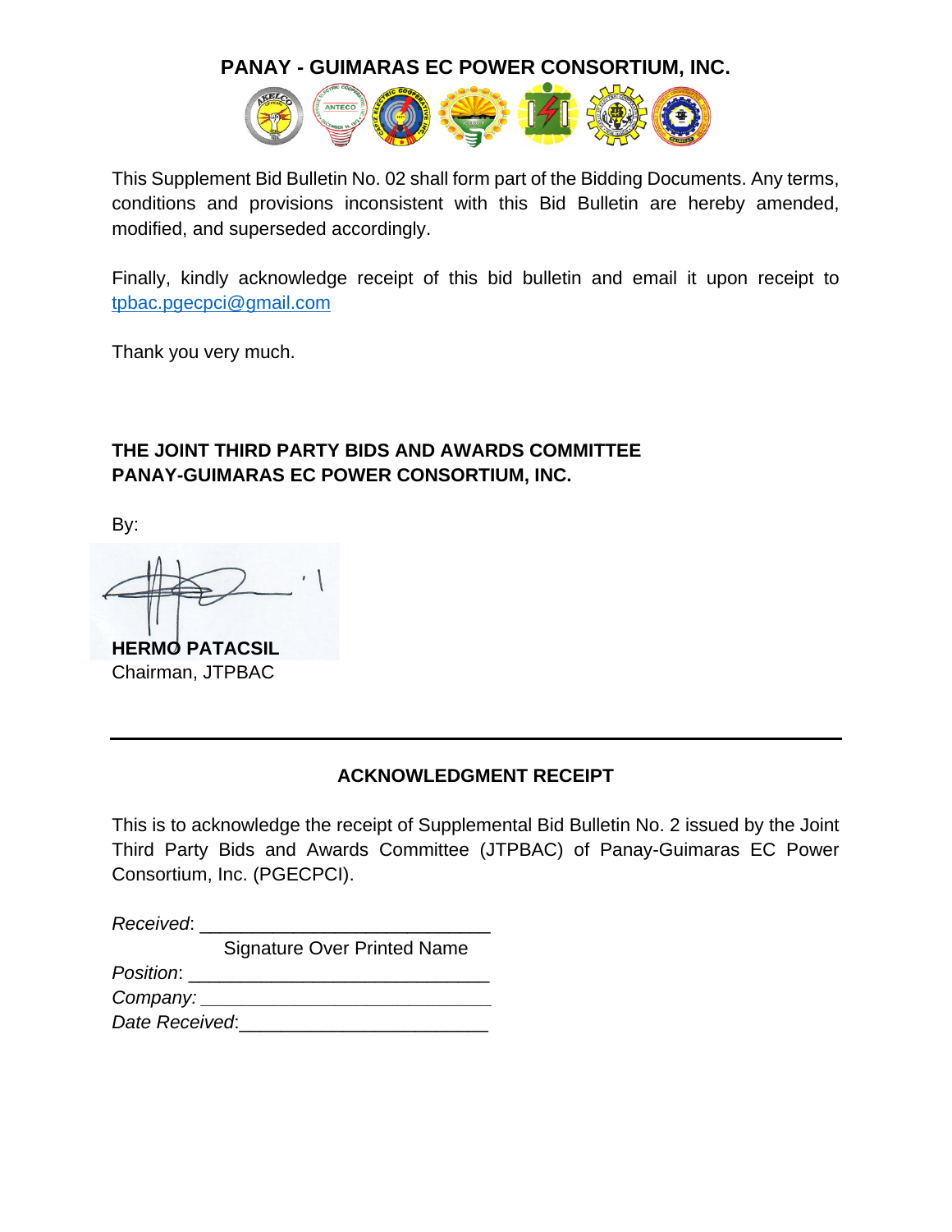**PANAY - GUIMARAS EC POWER CONSORTIUM, INC.**

This Supplement Bid Bulletin No. 02 shall form part of the Bidding Documents. Any terms, conditions and provisions inconsistent with this Bid Bulletin are hereby amended, modified, and superseded accordingly.

Finally, kindly acknowledge receipt of this bid bulletin and email it upon receipt to tpbac.pgecpci@gmail.com

Thank you very much.

**THE JOINT THIRD PARTY BIDS AND AWARDS COMMITTEE**
**PANAY-GUIMARAS EC POWER CONSORTIUM, INC.**

By:

**HERMO PATACSIL**
Chairman, JTPBAC

---

**ACKNOWLEDGMENT RECEIPT**

This is to acknowledge the receipt of Supplemental Bid Bulletin No. 2 issued by the Joint Third Party Bids and Awards Committee (JTPBAC) of Panay-Guimaras EC Power Consortium, Inc. (PGECPCI).

*Received*: ____________________________
Signature Over Printed Name
*Position*: ____________________________
*Company:* ____________________________
*Date Received*:________________________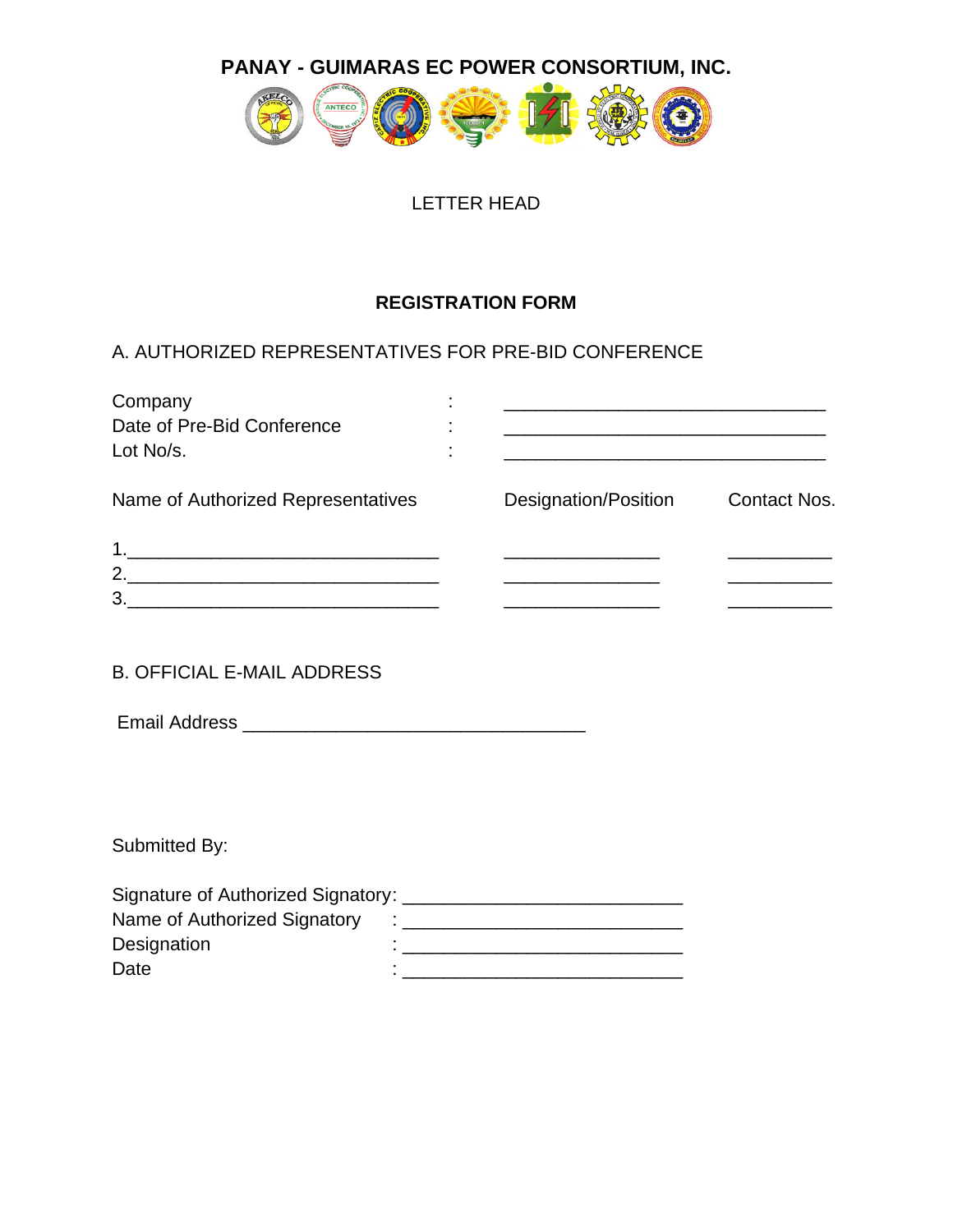# PANAY - GUIMARAS EC POWER CONSORTIUM, INC.

LETTER HEAD

## REGISTRATION FORM

A. AUTHORIZED REPRESENTATIVES FOR PRE-BID CONFERENCE

Company : ________________________________

Date of Pre-Bid Conference : ________________________________

Lot No/s. : ________________________________

| Name of Authorized Representatives | Designation/Position | Contact Nos. |
|---|---|---|
| 1.______________________________ | _______________ | __________ |
| 2.______________________________ | _______________ | __________ |
| 3.______________________________ | _______________ | __________ |

B. OFFICIAL E-MAIL ADDRESS

Email Address __________________________________

Submitted By:

Signature of Authorized Signatory: ____________________________

Name of Authorized Signatory : ____________________________

Designation : ____________________________

Date : ____________________________